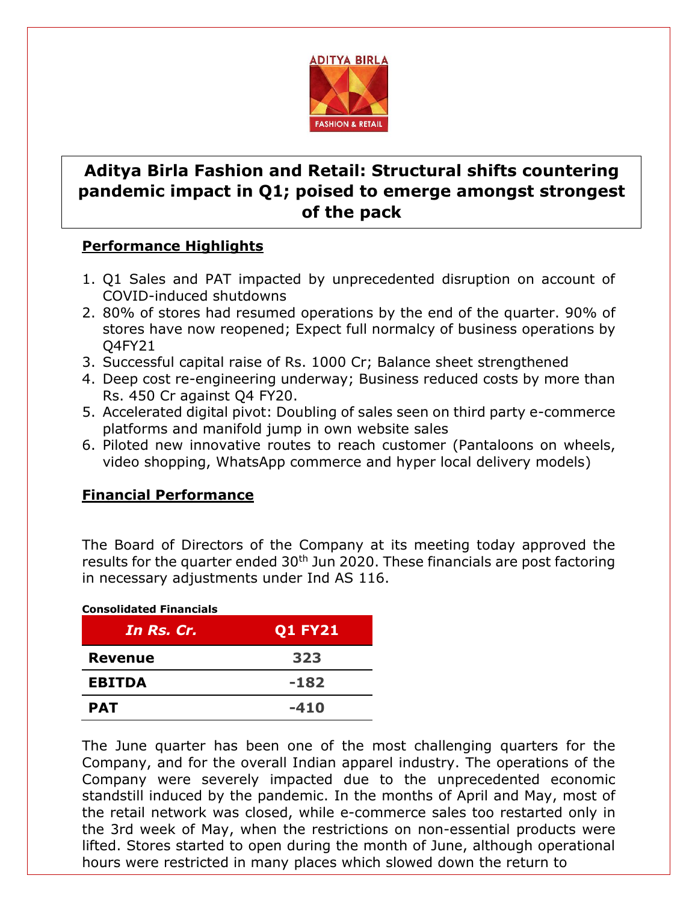# Aditya Birla Fashion and Retail: Structural shifts countering pandemic impact in Q1; poised to emerge amongst strongest of the pack

## Performance Highlights

1. Q1 Sales and PAT impacted by unprecedented disruption on account of COVID-induced shutdowns
2. 80% of stores had resumed operations by the end of the quarter. 90% of stores have now reopened; Expect full normalcy of business operations by Q4FY21
3. Successful capital raise of Rs. 1000 Cr; Balance sheet strengthened
4. Deep cost re-engineering underway; Business reduced costs by more than Rs. 450 Cr against Q4 FY20.
5. Accelerated digital pivot: Doubling of sales seen on third party e-commerce platforms and manifold jump in own website sales
6. Piloted new innovative routes to reach customer (Pantaloons on wheels, video shopping, WhatsApp commerce and hyper local delivery models)

## Financial Performance

The Board of Directors of the Company at its meeting today approved the results for the quarter ended 30th Jun 2020. These financials are post factoring in necessary adjustments under Ind AS 116.

**Consolidated Financials**

| *In Rs. Cr.* | Q1 FY21 |
|---|---|
| **Revenue** | 323 |
| **EBITDA** | -182 |
| **PAT** | -410 |

The June quarter has been one of the most challenging quarters for the Company, and for the overall Indian apparel industry. The operations of the Company were severely impacted due to the unprecedented economic standstill induced by the pandemic. In the months of April and May, most of the retail network was closed, while e-commerce sales too restarted only in the 3rd week of May, when the restrictions on non-essential products were lifted. Stores started to open during the month of June, although operational hours were restricted in many places which slowed down the return to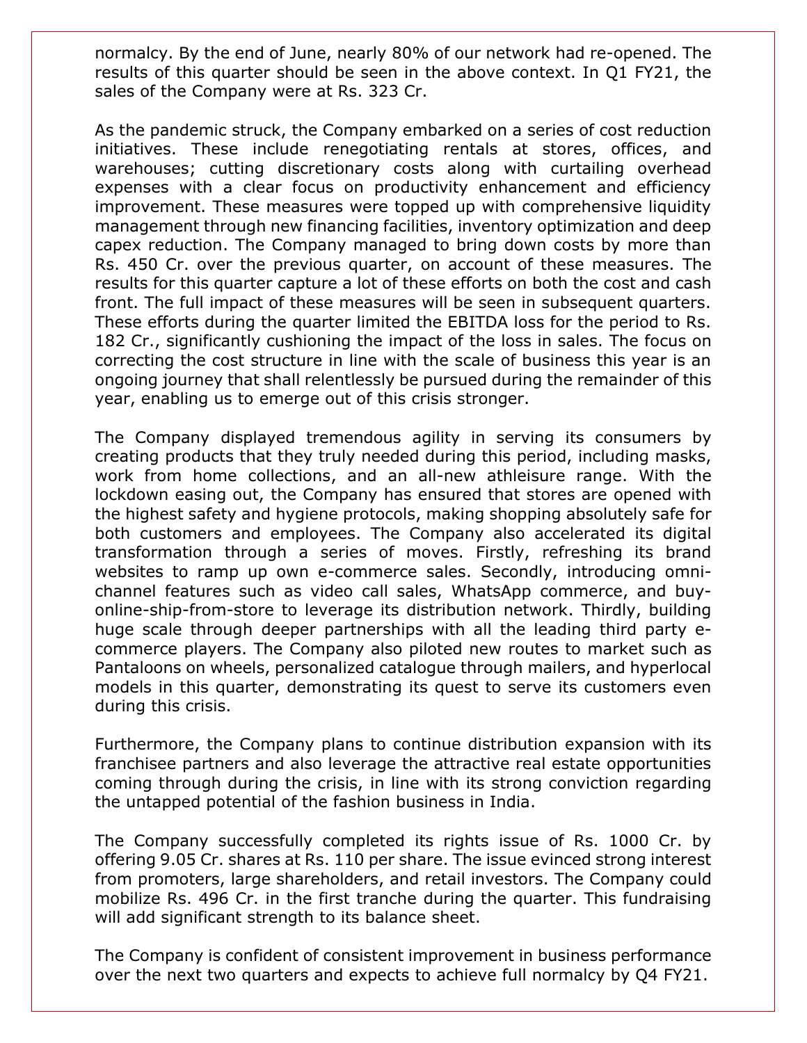normalcy. By the end of June, nearly 80% of our network had re-opened. The results of this quarter should be seen in the above context. In Q1 FY21, the sales of the Company were at Rs. 323 Cr.

As the pandemic struck, the Company embarked on a series of cost reduction initiatives. These include renegotiating rentals at stores, offices, and warehouses; cutting discretionary costs along with curtailing overhead expenses with a clear focus on productivity enhancement and efficiency improvement. These measures were topped up with comprehensive liquidity management through new financing facilities, inventory optimization and deep capex reduction. The Company managed to bring down costs by more than Rs. 450 Cr. over the previous quarter, on account of these measures. The results for this quarter capture a lot of these efforts on both the cost and cash front. The full impact of these measures will be seen in subsequent quarters. These efforts during the quarter limited the EBITDA loss for the period to Rs. 182 Cr., significantly cushioning the impact of the loss in sales. The focus on correcting the cost structure in line with the scale of business this year is an ongoing journey that shall relentlessly be pursued during the remainder of this year, enabling us to emerge out of this crisis stronger.

The Company displayed tremendous agility in serving its consumers by creating products that they truly needed during this period, including masks, work from home collections, and an all-new athleisure range. With the lockdown easing out, the Company has ensured that stores are opened with the highest safety and hygiene protocols, making shopping absolutely safe for both customers and employees. The Company also accelerated its digital transformation through a series of moves. Firstly, refreshing its brand websites to ramp up own e-commerce sales. Secondly, introducing omni-channel features such as video call sales, WhatsApp commerce, and buy-online-ship-from-store to leverage its distribution network. Thirdly, building huge scale through deeper partnerships with all the leading third party e-commerce players. The Company also piloted new routes to market such as Pantaloons on wheels, personalized catalogue through mailers, and hyperlocal models in this quarter, demonstrating its quest to serve its customers even during this crisis.

Furthermore, the Company plans to continue distribution expansion with its franchisee partners and also leverage the attractive real estate opportunities coming through during the crisis, in line with its strong conviction regarding the untapped potential of the fashion business in India.

The Company successfully completed its rights issue of Rs. 1000 Cr. by offering 9.05 Cr. shares at Rs. 110 per share. The issue evinced strong interest from promoters, large shareholders, and retail investors. The Company could mobilize Rs. 496 Cr. in the first tranche during the quarter. This fundraising will add significant strength to its balance sheet.

The Company is confident of consistent improvement in business performance over the next two quarters and expects to achieve full normalcy by Q4 FY21.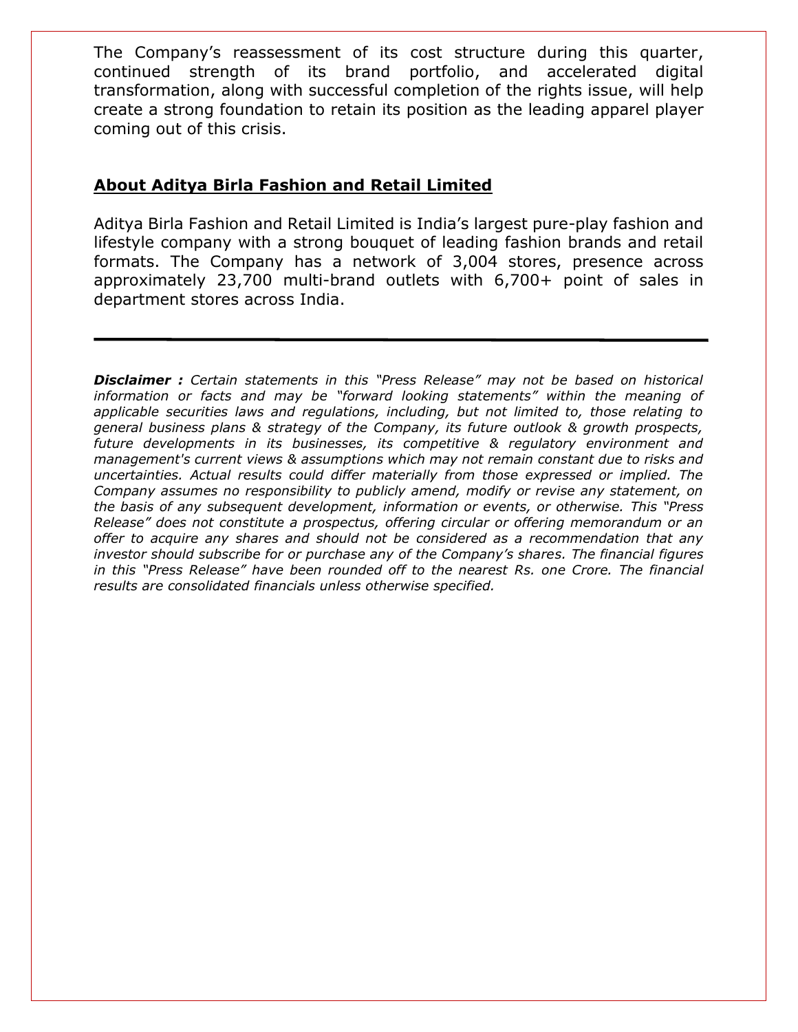The Company's reassessment of its cost structure during this quarter, continued strength of its brand portfolio, and accelerated digital transformation, along with successful completion of the rights issue, will help create a strong foundation to retain its position as the leading apparel player coming out of this crisis.

## About Aditya Birla Fashion and Retail Limited

Aditya Birla Fashion and Retail Limited is India's largest pure-play fashion and lifestyle company with a strong bouquet of leading fashion brands and retail formats. The Company has a network of 3,004 stores, presence across approximately 23,700 multi-brand outlets with 6,700+ point of sales in department stores across India.

---

***Disclaimer :*** *Certain statements in this "Press Release" may not be based on historical information or facts and may be "forward looking statements" within the meaning of applicable securities laws and regulations, including, but not limited to, those relating to general business plans & strategy of the Company, its future outlook & growth prospects, future developments in its businesses, its competitive & regulatory environment and management's current views & assumptions which may not remain constant due to risks and uncertainties. Actual results could differ materially from those expressed or implied. The Company assumes no responsibility to publicly amend, modify or revise any statement, on the basis of any subsequent development, information or events, or otherwise. This "Press Release" does not constitute a prospectus, offering circular or offering memorandum or an offer to acquire any shares and should not be considered as a recommendation that any investor should subscribe for or purchase any of the Company's shares. The financial figures in this "Press Release" have been rounded off to the nearest Rs. one Crore. The financial results are consolidated financials unless otherwise specified.*